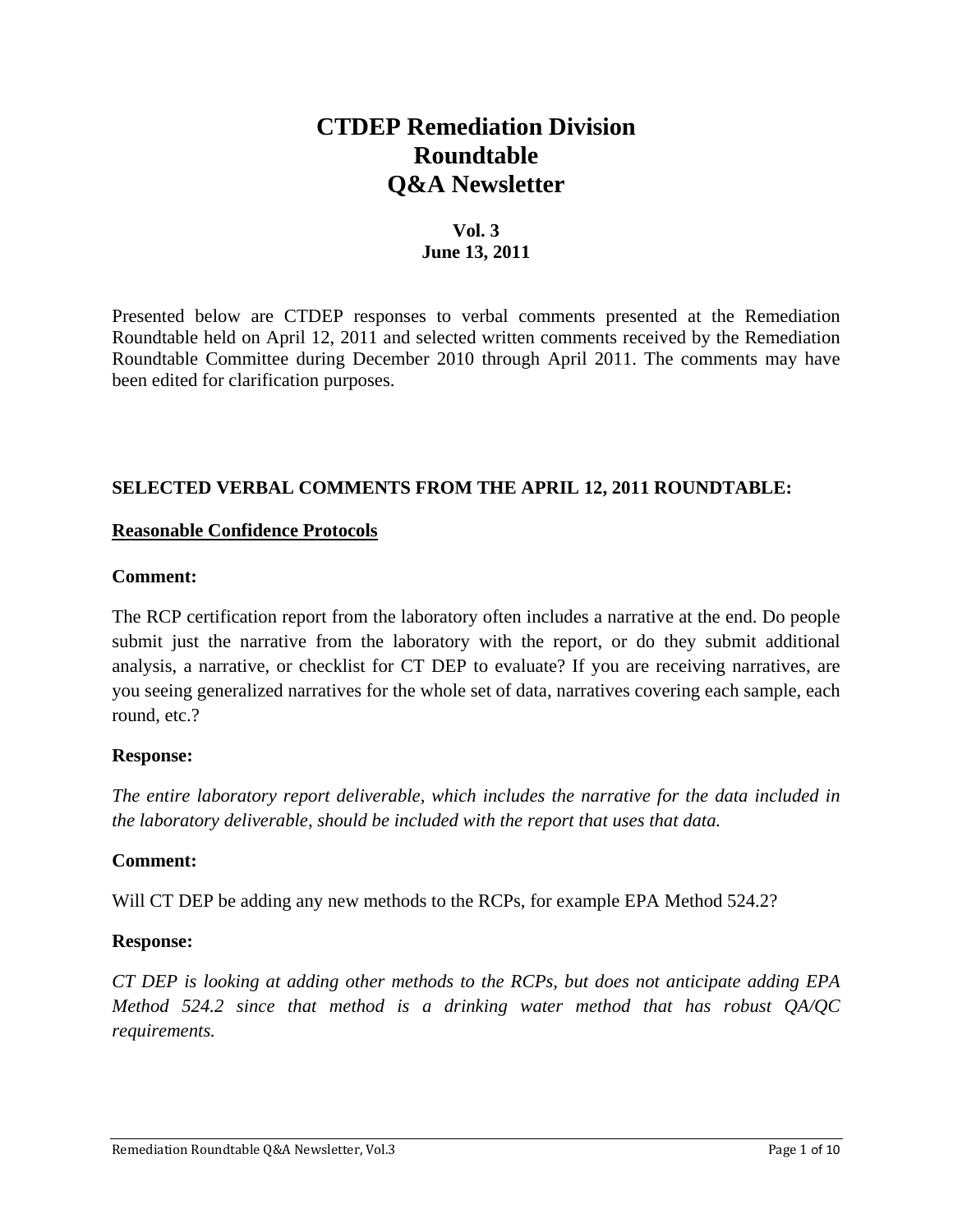# CTDEP Remediation Division Roundtable Q&A Newsletter

**Vol. 3**
**June 13, 2011**

Presented below are CTDEP responses to verbal comments presented at the Remediation Roundtable held on April 12, 2011 and selected written comments received by the Remediation Roundtable Committee during December 2010 through April 2011. The comments may have been edited for clarification purposes.

## SELECTED VERBAL COMMENTS FROM THE APRIL 12, 2011 ROUNDTABLE:

### Reasonable Confidence Protocols

**Comment:**

The RCP certification report from the laboratory often includes a narrative at the end. Do people submit just the narrative from the laboratory with the report, or do they submit additional analysis, a narrative, or checklist for CT DEP to evaluate? If you are receiving narratives, are you seeing generalized narratives for the whole set of data, narratives covering each sample, each round, etc.?

**Response:**

*The entire laboratory report deliverable, which includes the narrative for the data included in the laboratory deliverable, should be included with the report that uses that data.*

**Comment:**

Will CT DEP be adding any new methods to the RCPs, for example EPA Method 524.2?

**Response:**

*CT DEP is looking at adding other methods to the RCPs, but does not anticipate adding EPA Method 524.2 since that method is a drinking water method that has robust QA/QC requirements.*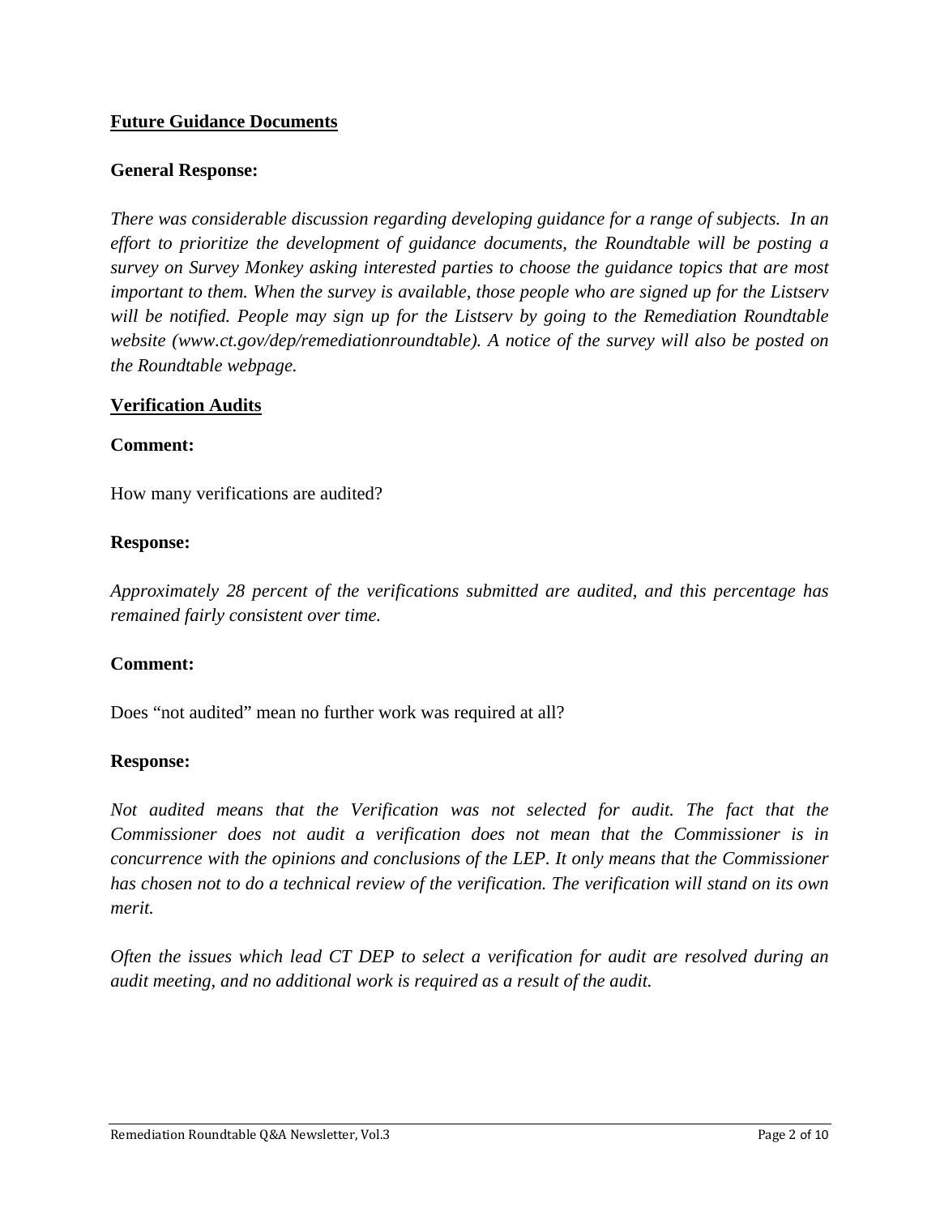## Future Guidance Documents

**General Response:**

*There was considerable discussion regarding developing guidance for a range of subjects. In an effort to prioritize the development of guidance documents, the Roundtable will be posting a survey on Survey Monkey asking interested parties to choose the guidance topics that are most important to them. When the survey is available, those people who are signed up for the Listserv will be notified. People may sign up for the Listserv by going to the Remediation Roundtable website (www.ct.gov/dep/remediationroundtable). A notice of the survey will also be posted on the Roundtable webpage.*

## Verification Audits

**Comment:**

How many verifications are audited?

**Response:**

*Approximately 28 percent of the verifications submitted are audited, and this percentage has remained fairly consistent over time.*

**Comment:**

Does "not audited" mean no further work was required at all?

**Response:**

*Not audited means that the Verification was not selected for audit. The fact that the Commissioner does not audit a verification does not mean that the Commissioner is in concurrence with the opinions and conclusions of the LEP. It only means that the Commissioner has chosen not to do a technical review of the verification. The verification will stand on its own merit.*

*Often the issues which lead CT DEP to select a verification for audit are resolved during an audit meeting, and no additional work is required as a result of the audit.*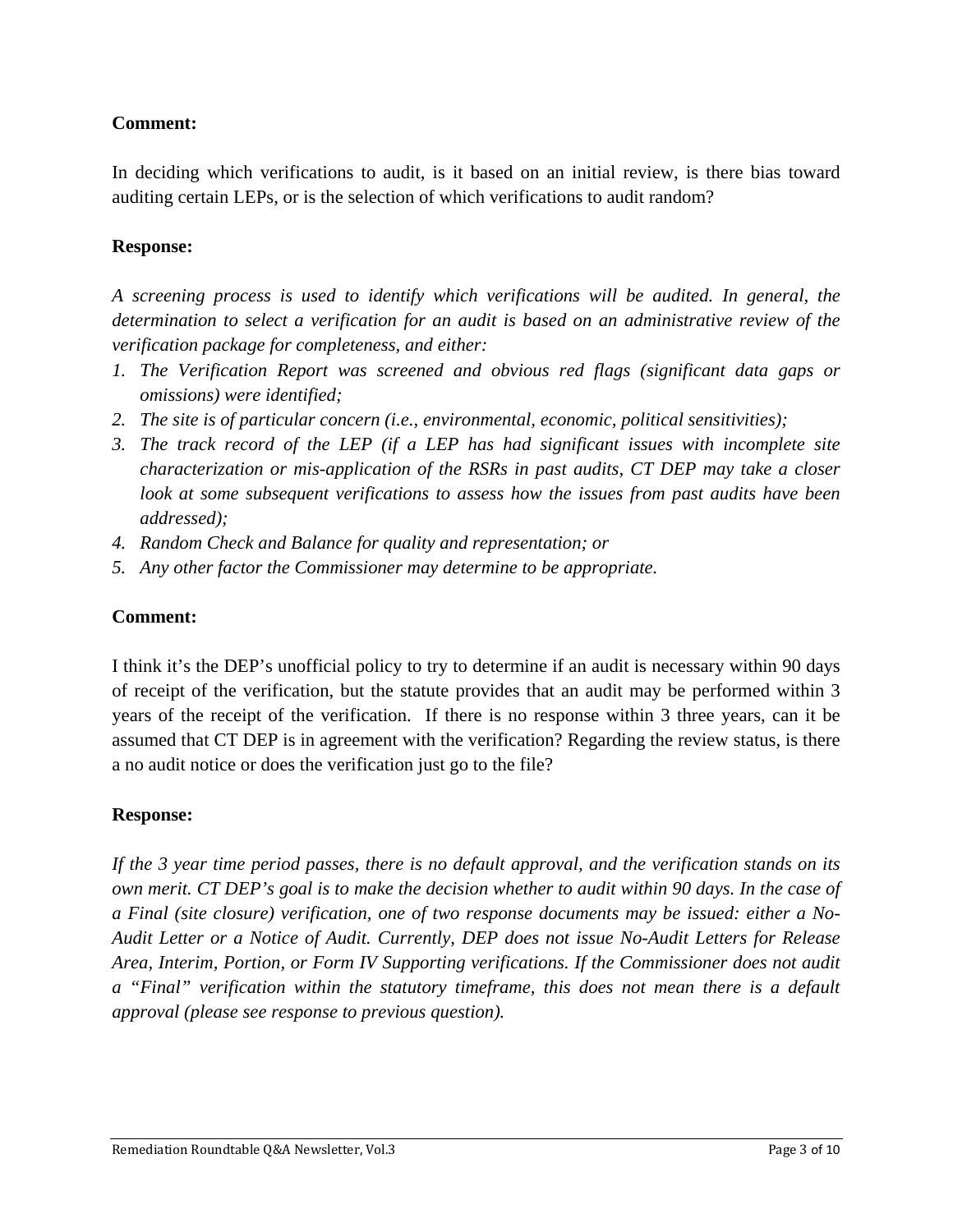**Comment:**

In deciding which verifications to audit, is it based on an initial review, is there bias toward auditing certain LEPs, or is the selection of which verifications to audit random?

**Response:**

*A screening process is used to identify which verifications will be audited. In general, the determination to select a verification for an audit is based on an administrative review of the verification package for completeness, and either:*

1. *The Verification Report was screened and obvious red flags (significant data gaps or omissions) were identified;*
2. *The site is of particular concern (i.e., environmental, economic, political sensitivities);*
3. *The track record of the LEP (if a LEP has had significant issues with incomplete site characterization or mis-application of the RSRs in past audits, CT DEP may take a closer look at some subsequent verifications to assess how the issues from past audits have been addressed);*
4. *Random Check and Balance for quality and representation; or*
5. *Any other factor the Commissioner may determine to be appropriate.*

**Comment:**

I think it's the DEP's unofficial policy to try to determine if an audit is necessary within 90 days of receipt of the verification, but the statute provides that an audit may be performed within 3 years of the receipt of the verification. If there is no response within 3 three years, can it be assumed that CT DEP is in agreement with the verification? Regarding the review status, is there a no audit notice or does the verification just go to the file?

**Response:**

*If the 3 year time period passes, there is no default approval, and the verification stands on its own merit. CT DEP's goal is to make the decision whether to audit within 90 days. In the case of a Final (site closure) verification, one of two response documents may be issued: either a No-Audit Letter or a Notice of Audit. Currently, DEP does not issue No-Audit Letters for Release Area, Interim, Portion, or Form IV Supporting verifications. If the Commissioner does not audit a "Final" verification within the statutory timeframe, this does not mean there is a default approval (please see response to previous question).*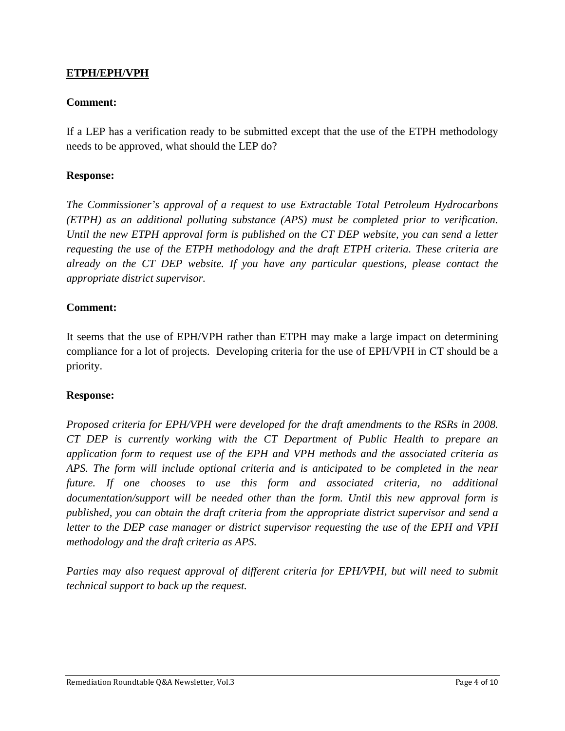## ETPH/EPH/VPH

**Comment:**

If a LEP has a verification ready to be submitted except that the use of the ETPH methodology needs to be approved, what should the LEP do?

**Response:**

*The Commissioner's approval of a request to use Extractable Total Petroleum Hydrocarbons (ETPH) as an additional polluting substance (APS) must be completed prior to verification. Until the new ETPH approval form is published on the CT DEP website, you can send a letter requesting the use of the ETPH methodology and the draft ETPH criteria. These criteria are already on the CT DEP website. If you have any particular questions, please contact the appropriate district supervisor.*

**Comment:**

It seems that the use of EPH/VPH rather than ETPH may make a large impact on determining compliance for a lot of projects. Developing criteria for the use of EPH/VPH in CT should be a priority.

**Response:**

*Proposed criteria for EPH/VPH were developed for the draft amendments to the RSRs in 2008. CT DEP is currently working with the CT Department of Public Health to prepare an application form to request use of the EPH and VPH methods and the associated criteria as APS. The form will include optional criteria and is anticipated to be completed in the near future. If one chooses to use this form and associated criteria, no additional documentation/support will be needed other than the form. Until this new approval form is published, you can obtain the draft criteria from the appropriate district supervisor and send a letter to the DEP case manager or district supervisor requesting the use of the EPH and VPH methodology and the draft criteria as APS.*

*Parties may also request approval of different criteria for EPH/VPH, but will need to submit technical support to back up the request.*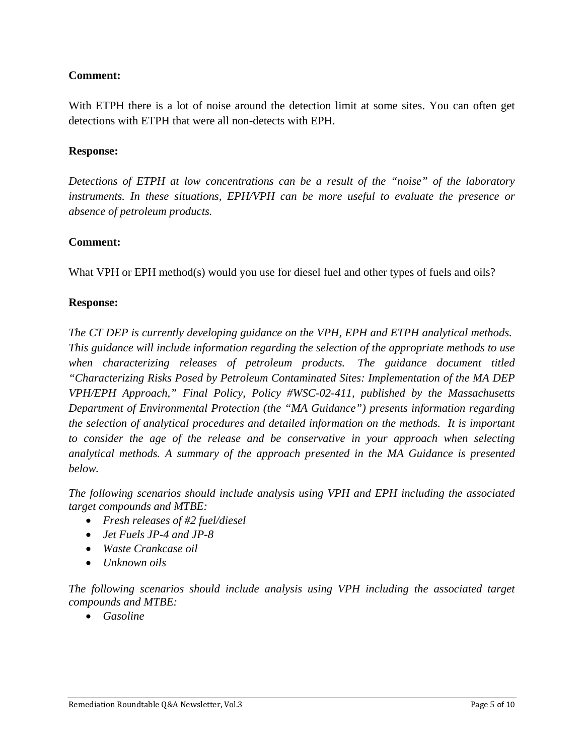**Comment:**

With ETPH there is a lot of noise around the detection limit at some sites. You can often get detections with ETPH that were all non-detects with EPH.

**Response:**

*Detections of ETPH at low concentrations can be a result of the "noise" of the laboratory instruments. In these situations, EPH/VPH can be more useful to evaluate the presence or absence of petroleum products.*

**Comment:**

What VPH or EPH method(s) would you use for diesel fuel and other types of fuels and oils?

**Response:**

*The CT DEP is currently developing guidance on the VPH, EPH and ETPH analytical methods. This guidance will include information regarding the selection of the appropriate methods to use when characterizing releases of petroleum products. The guidance document titled "Characterizing Risks Posed by Petroleum Contaminated Sites: Implementation of the MA DEP VPH/EPH Approach," Final Policy, Policy #WSC-02-411, published by the Massachusetts Department of Environmental Protection (the "MA Guidance") presents information regarding the selection of analytical procedures and detailed information on the methods. It is important to consider the age of the release and be conservative in your approach when selecting analytical methods. A summary of the approach presented in the MA Guidance is presented below.*

*The following scenarios should include analysis using VPH and EPH including the associated target compounds and MTBE:*

- *Fresh releases of #2 fuel/diesel*
- *Jet Fuels JP-4 and JP-8*
- *Waste Crankcase oil*
- *Unknown oils*

*The following scenarios should include analysis using VPH including the associated target compounds and MTBE:*

- *Gasoline*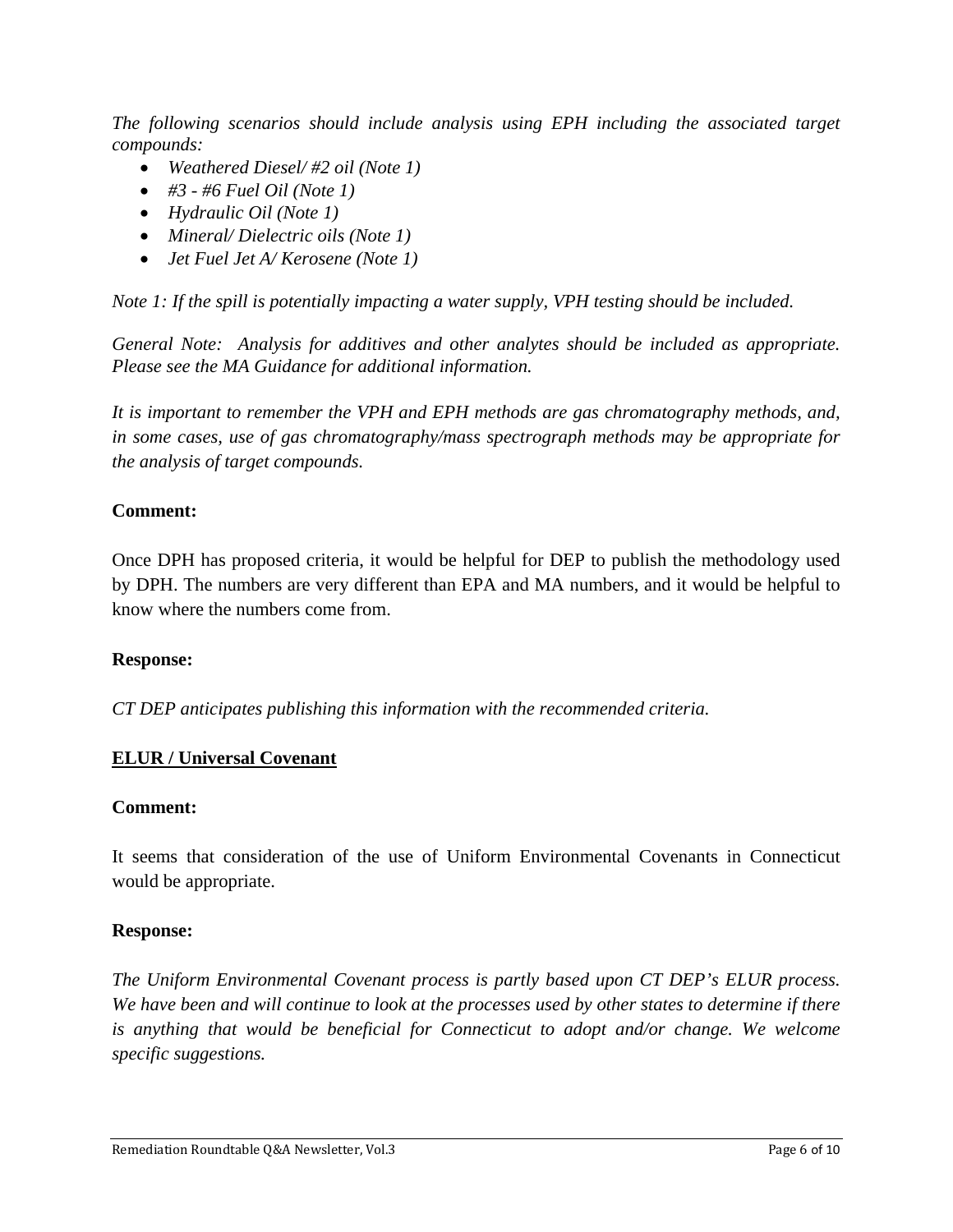*The following scenarios should include analysis using EPH including the associated target compounds:*

- *Weathered Diesel/ #2 oil (Note 1)*
- *#3 - #6 Fuel Oil (Note 1)*
- *Hydraulic Oil (Note 1)*
- *Mineral/ Dielectric oils (Note 1)*
- *Jet Fuel Jet A/ Kerosene (Note 1)*

*Note 1: If the spill is potentially impacting a water supply, VPH testing should be included.*

*General Note: Analysis for additives and other analytes should be included as appropriate. Please see the MA Guidance for additional information.*

*It is important to remember the VPH and EPH methods are gas chromatography methods, and, in some cases, use of gas chromatography/mass spectrograph methods may be appropriate for the analysis of target compounds.*

**Comment:**

Once DPH has proposed criteria, it would be helpful for DEP to publish the methodology used by DPH. The numbers are very different than EPA and MA numbers, and it would be helpful to know where the numbers come from.

**Response:**

*CT DEP anticipates publishing this information with the recommended criteria.*

## ELUR / Universal Covenant

**Comment:**

It seems that consideration of the use of Uniform Environmental Covenants in Connecticut would be appropriate.

**Response:**

*The Uniform Environmental Covenant process is partly based upon CT DEP's ELUR process. We have been and will continue to look at the processes used by other states to determine if there is anything that would be beneficial for Connecticut to adopt and/or change. We welcome specific suggestions.*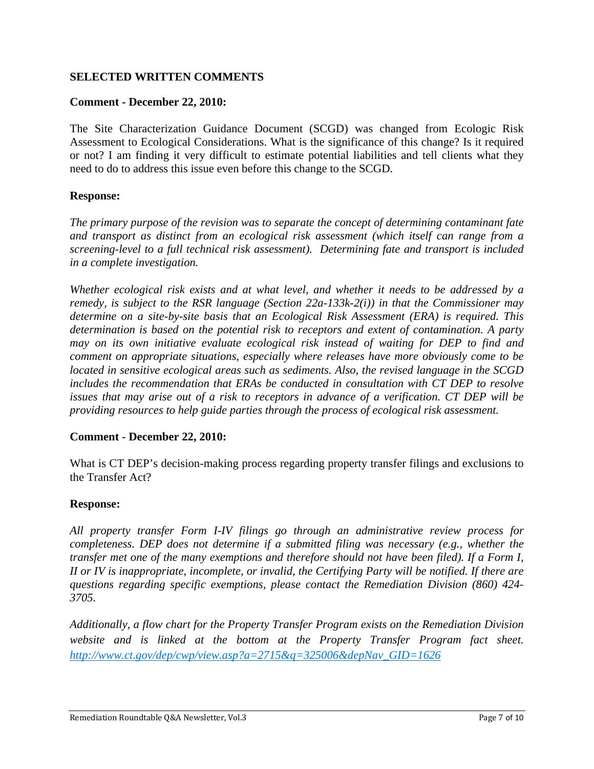## SELECTED WRITTEN COMMENTS

**Comment - December 22, 2010:**

The Site Characterization Guidance Document (SCGD) was changed from Ecologic Risk Assessment to Ecological Considerations. What is the significance of this change? Is it required or not? I am finding it very difficult to estimate potential liabilities and tell clients what they need to do to address this issue even before this change to the SCGD.

**Response:**

*The primary purpose of the revision was to separate the concept of determining contaminant fate and transport as distinct from an ecological risk assessment (which itself can range from a screening-level to a full technical risk assessment). Determining fate and transport is included in a complete investigation.*

*Whether ecological risk exists and at what level, and whether it needs to be addressed by a remedy, is subject to the RSR language (Section 22a-133k-2(i)) in that the Commissioner may determine on a site-by-site basis that an Ecological Risk Assessment (ERA) is required. This determination is based on the potential risk to receptors and extent of contamination. A party may on its own initiative evaluate ecological risk instead of waiting for DEP to find and comment on appropriate situations, especially where releases have more obviously come to be located in sensitive ecological areas such as sediments. Also, the revised language in the SCGD includes the recommendation that ERAs be conducted in consultation with CT DEP to resolve issues that may arise out of a risk to receptors in advance of a verification. CT DEP will be providing resources to help guide parties through the process of ecological risk assessment.*

**Comment - December 22, 2010:**

What is CT DEP's decision-making process regarding property transfer filings and exclusions to the Transfer Act?

**Response:**

*All property transfer Form I-IV filings go through an administrative review process for completeness. DEP does not determine if a submitted filing was necessary (e.g., whether the transfer met one of the many exemptions and therefore should not have been filed). If a Form I, II or IV is inappropriate, incomplete, or invalid, the Certifying Party will be notified. If there are questions regarding specific exemptions, please contact the Remediation Division (860) 424-3705.*

*Additionally, a flow chart for the Property Transfer Program exists on the Remediation Division website and is linked at the bottom at the Property Transfer Program fact sheet. http://www.ct.gov/dep/cwp/view.asp?a=2715&q=325006&depNav_GID=1626*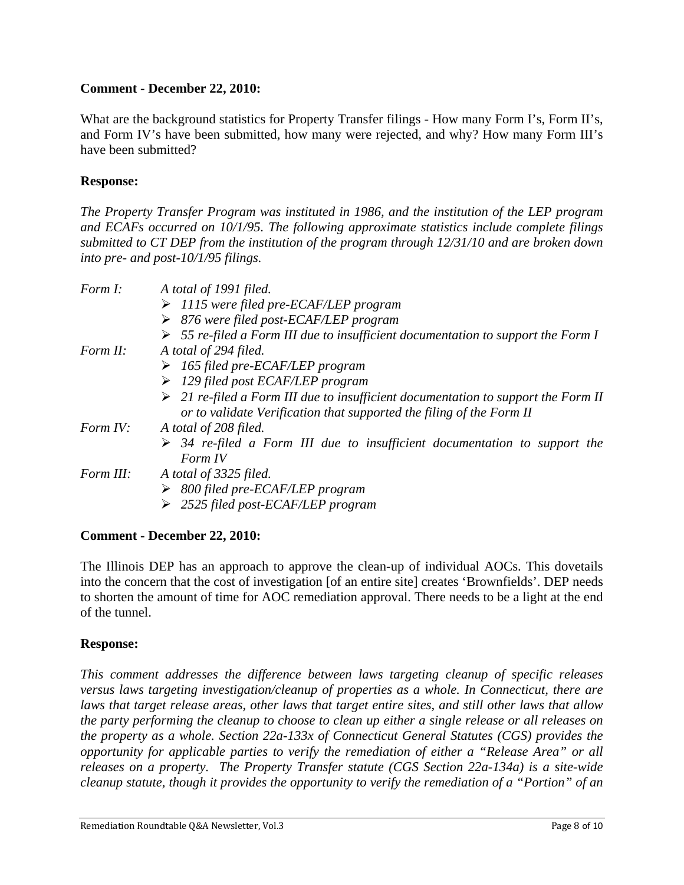**Comment - December 22, 2010:**

What are the background statistics for Property Transfer filings - How many Form I's, Form II's, and Form IV's have been submitted, how many were rejected, and why? How many Form III's have been submitted?

**Response:**

*The Property Transfer Program was instituted in 1986, and the institution of the LEP program and ECAFs occurred on 10/1/95. The following approximate statistics include complete filings submitted to CT DEP from the institution of the program through 12/31/10 and are broken down into pre- and post-10/1/95 filings.*

*Form I:* *A total of 1991 filed.*

- *1115 were filed pre-ECAF/LEP program*
- *876 were filed post-ECAF/LEP program*
- *55 re-filed a Form III due to insufficient documentation to support the Form I*

*Form II:* *A total of 294 filed.*

- *165 filed pre-ECAF/LEP program*
- *129 filed post ECAF/LEP program*
- *21 re-filed a Form III due to insufficient documentation to support the Form II or to validate Verification that supported the filing of the Form II*

*Form IV:* *A total of 208 filed.*

- *34 re-filed a Form III due to insufficient documentation to support the Form IV*

*Form III:* *A total of 3325 filed.*

- *800 filed pre-ECAF/LEP program*
- *2525 filed post-ECAF/LEP program*

**Comment - December 22, 2010:**

The Illinois DEP has an approach to approve the clean-up of individual AOCs. This dovetails into the concern that the cost of investigation [of an entire site] creates 'Brownfields'. DEP needs to shorten the amount of time for AOC remediation approval. There needs to be a light at the end of the tunnel.

**Response:**

*This comment addresses the difference between laws targeting cleanup of specific releases versus laws targeting investigation/cleanup of properties as a whole. In Connecticut, there are laws that target release areas, other laws that target entire sites, and still other laws that allow the party performing the cleanup to choose to clean up either a single release or all releases on the property as a whole. Section 22a-133x of Connecticut General Statutes (CGS) provides the opportunity for applicable parties to verify the remediation of either a "Release Area" or all releases on a property. The Property Transfer statute (CGS Section 22a-134a) is a site-wide cleanup statute, though it provides the opportunity to verify the remediation of a "Portion" of an*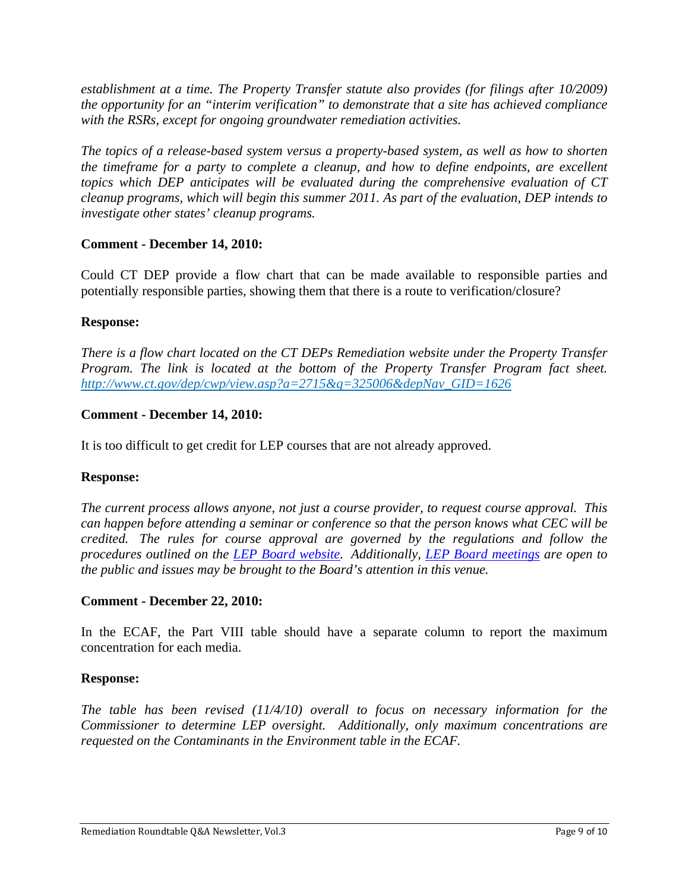*establishment at a time. The Property Transfer statute also provides (for filings after 10/2009) the opportunity for an "interim verification" to demonstrate that a site has achieved compliance with the RSRs, except for ongoing groundwater remediation activities.*

*The topics of a release-based system versus a property-based system, as well as how to shorten the timeframe for a party to complete a cleanup, and how to define endpoints, are excellent topics which DEP anticipates will be evaluated during the comprehensive evaluation of CT cleanup programs, which will begin this summer 2011. As part of the evaluation, DEP intends to investigate other states' cleanup programs.*

**Comment - December 14, 2010:**

Could CT DEP provide a flow chart that can be made available to responsible parties and potentially responsible parties, showing them that there is a route to verification/closure?

**Response:**

*There is a flow chart located on the CT DEPs Remediation website under the Property Transfer Program. The link is located at the bottom of the Property Transfer Program fact sheet. [http://www.ct.gov/dep/cwp/view.asp?a=2715&q=325006&depNav_GID=1626](http://www.ct.gov/dep/cwp/view.asp?a=2715&q=325006&depNav_GID=1626)*

**Comment - December 14, 2010:**

It is too difficult to get credit for LEP courses that are not already approved.

**Response:**

*The current process allows anyone, not just a course provider, to request course approval. This can happen before attending a seminar or conference so that the person knows what CEC will be credited. The rules for course approval are governed by the regulations and follow the procedures outlined on the LEP Board website. Additionally, LEP Board meetings are open to the public and issues may be brought to the Board's attention in this venue.*

**Comment - December 22, 2010:**

In the ECAF, the Part VIII table should have a separate column to report the maximum concentration for each media.

**Response:**

*The table has been revised (11/4/10) overall to focus on necessary information for the Commissioner to determine LEP oversight. Additionally, only maximum concentrations are requested on the Contaminants in the Environment table in the ECAF.*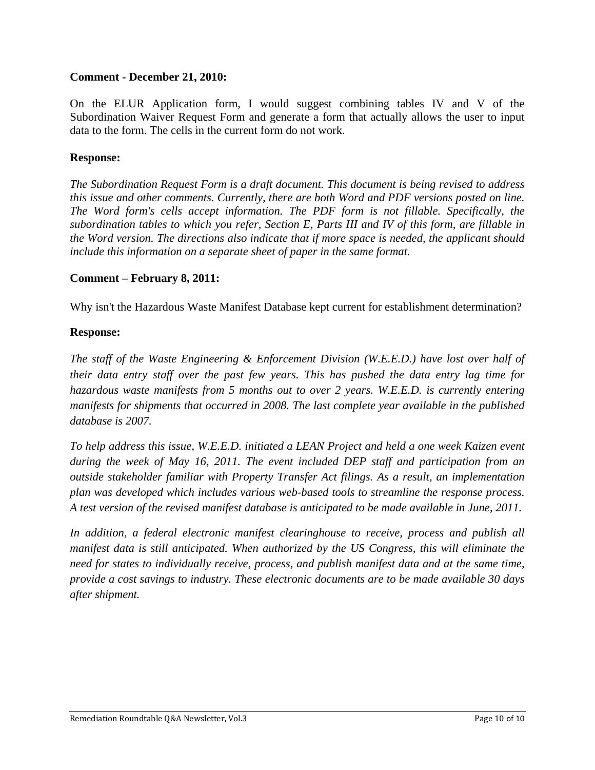**Comment - December 21, 2010:**

On the ELUR Application form, I would suggest combining tables IV and V of the Subordination Waiver Request Form and generate a form that actually allows the user to input data to the form. The cells in the current form do not work.

**Response:**

*The Subordination Request Form is a draft document. This document is being revised to address this issue and other comments. Currently, there are both Word and PDF versions posted on line. The Word form's cells accept information. The PDF form is not fillable. Specifically, the subordination tables to which you refer, Section E, Parts III and IV of this form, are fillable in the Word version. The directions also indicate that if more space is needed, the applicant should include this information on a separate sheet of paper in the same format.*

**Comment – February 8, 2011:**

Why isn't the Hazardous Waste Manifest Database kept current for establishment determination?

**Response:**

*The staff of the Waste Engineering & Enforcement Division (W.E.E.D.) have lost over half of their data entry staff over the past few years. This has pushed the data entry lag time for hazardous waste manifests from 5 months out to over 2 years. W.E.E.D. is currently entering manifests for shipments that occurred in 2008. The last complete year available in the published database is 2007.*

*To help address this issue, W.E.E.D. initiated a LEAN Project and held a one week Kaizen event during the week of May 16, 2011. The event included DEP staff and participation from an outside stakeholder familiar with Property Transfer Act filings. As a result, an implementation plan was developed which includes various web-based tools to streamline the response process. A test version of the revised manifest database is anticipated to be made available in June, 2011.*

*In addition, a federal electronic manifest clearinghouse to receive, process and publish all manifest data is still anticipated. When authorized by the US Congress, this will eliminate the need for states to individually receive, process, and publish manifest data and at the same time, provide a cost savings to industry. These electronic documents are to be made available 30 days after shipment.*